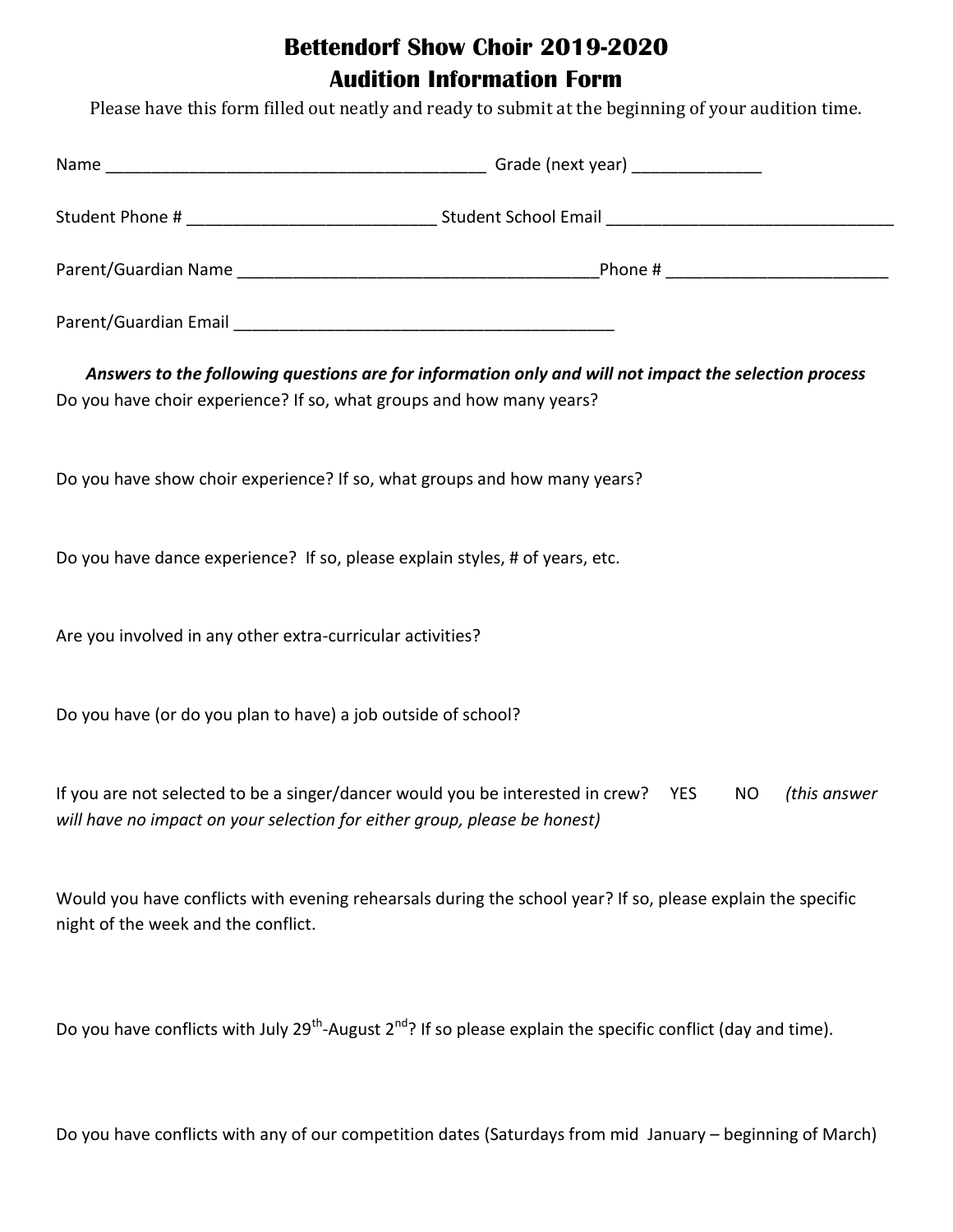# Bettendorf Show Choir 2019-2020
# Audition Information Form

Please have this form filled out neatly and ready to submit at the beginning of your audition time.

Name __________________________________________ Grade (next year) ______________

Student Phone # ___________________________ Student School Email ________________________________

Parent/Guardian Name ________________________________________Phone # _________________________

Parent/Guardian Email __________________________________________

***Answers to the following questions are for information only and will not impact the selection process***

Do you have choir experience? If so, what groups and how many years?

Do you have show choir experience? If so, what groups and how many years?

Do you have dance experience? If so, please explain styles, # of years, etc.

Are you involved in any other extra-curricular activities?

Do you have (or do you plan to have) a job outside of school?

If you are not selected to be a singer/dancer would you be interested in crew? YES NO *(this answer will have no impact on your selection for either group, please be honest)*

Would you have conflicts with evening rehearsals during the school year? If so, please explain the specific night of the week and the conflict.

Do you have conflicts with July 29th-August 2nd? If so please explain the specific conflict (day and time).

Do you have conflicts with any of our competition dates (Saturdays from mid January – beginning of March)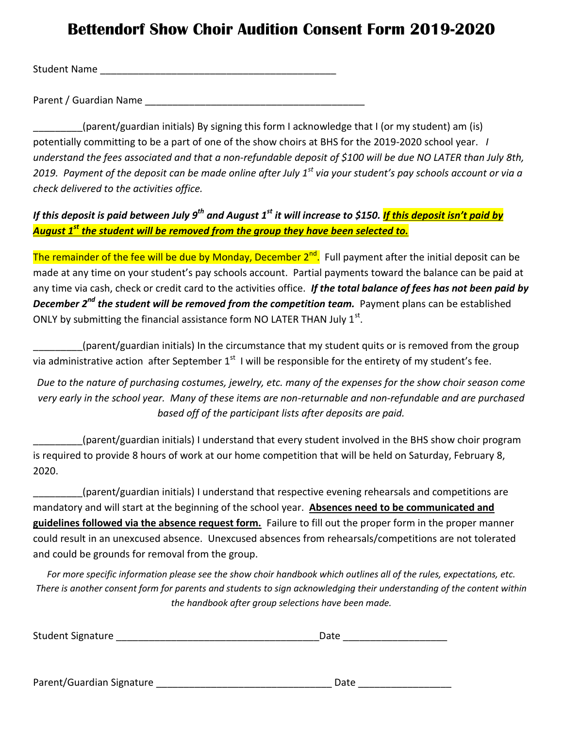# Bettendorf Show Choir Audition Consent Form 2019-2020

Student Name ___________________________________________

Parent / Guardian Name ________________________________________

_________(parent/guardian initials) By signing this form I acknowledge that I (or my student) am (is) potentially committing to be a part of one of the show choirs at BHS for the 2019-2020 school year. *I understand the fees associated and that a non-refundable deposit of $100 will be due NO LATER than July 8th, 2019. Payment of the deposit can be made online after July 1st via your student's pay schools account or via a check delivered to the activities office.*

***If this deposit is paid between July 9th and August 1st it will increase to $150. <u>If this deposit isn't paid by August 1st the student will be removed from the group they have been selected to.</u>***

The remainder of the fee will be due by Monday, December 2nd. Full payment after the initial deposit can be made at any time on your student's pay schools account. Partial payments toward the balance can be paid at any time via cash, check or credit card to the activities office. ***If the total balance of fees has not been paid by December 2nd the student will be removed from the competition team.*** Payment plans can be established ONLY by submitting the financial assistance form NO LATER THAN July 1st.

_________(parent/guardian initials) In the circumstance that my student quits or is removed from the group via administrative action after September 1st I will be responsible for the entirety of my student's fee.

*Due to the nature of purchasing costumes, jewelry, etc. many of the expenses for the show choir season come very early in the school year. Many of these items are non-returnable and non-refundable and are purchased based off of the participant lists after deposits are paid.*

_________(parent/guardian initials) I understand that every student involved in the BHS show choir program is required to provide 8 hours of work at our home competition that will be held on Saturday, February 8, 2020.

_________(parent/guardian initials) I understand that respective evening rehearsals and competitions are mandatory and will start at the beginning of the school year. **<u>Absences need to be communicated and guidelines followed via the absence request form.</u>** Failure to fill out the proper form in the proper manner could result in an unexcused absence. Unexcused absences from rehearsals/competitions are not tolerated and could be grounds for removal from the group.

*For more specific information please see the show choir handbook which outlines all of the rules, expectations, etc. There is another consent form for parents and students to sign acknowledging their understanding of the content within the handbook after group selections have been made.*

Student Signature ____________________________________Date ___________________

Parent/Guardian Signature ________________________________ Date ________________